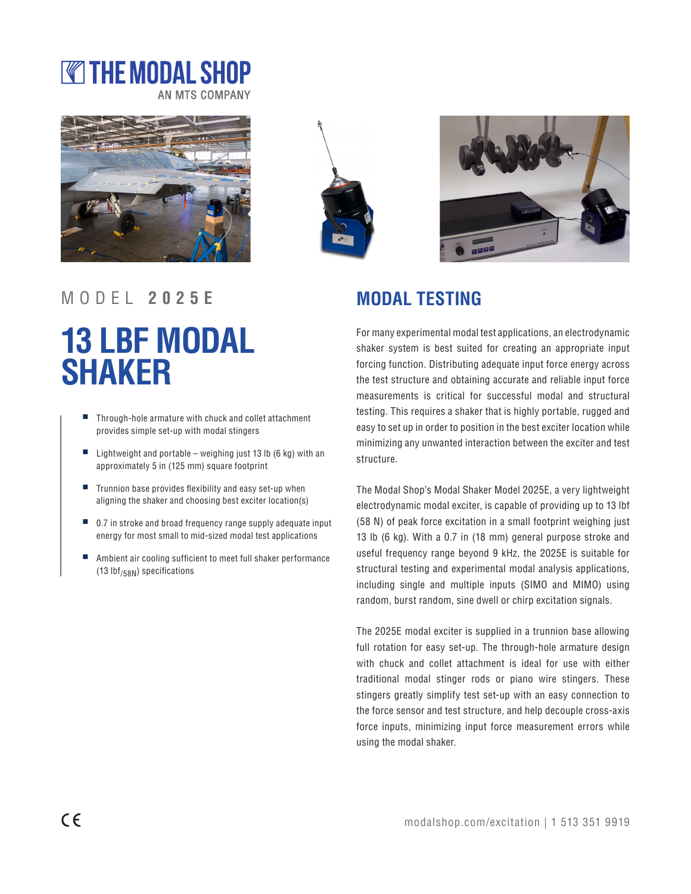THE MODAL SHOP
AN MTS COMPANY

MODEL **2025E**

# 13 LBF MODAL SHAKER

- Through-hole armature with chuck and collet attachment provides simple set-up with modal stingers
- Lightweight and portable – weighing just 13 lb (6 kg) with an approximately 5 in (125 mm) square footprint
- Trunnion base provides flexibility and easy set-up when aligning the shaker and choosing best exciter location(s)
- 0.7 in stroke and broad frequency range supply adequate input energy for most small to mid-sized modal test applications
- Ambient air cooling sufficient to meet full shaker performance (13 $lbf_{/58N}$) specifications

## MODAL TESTING

For many experimental modal test applications, an electrodynamic shaker system is best suited for creating an appropriate input forcing function. Distributing adequate input force energy across the test structure and obtaining accurate and reliable input force measurements is critical for successful modal and structural testing. This requires a shaker that is highly portable, rugged and easy to set up in order to position in the best exciter location while minimizing any unwanted interaction between the exciter and test structure.

The Modal Shop's Modal Shaker Model 2025E, a very lightweight electrodynamic modal exciter, is capable of providing up to 13 lbf (58 N) of peak force excitation in a small footprint weighing just 13 lb (6 kg). With a 0.7 in (18 mm) general purpose stroke and useful frequency range beyond 9 kHz, the 2025E is suitable for structural testing and experimental modal analysis applications, including single and multiple inputs (SIMO and MIMO) using random, burst random, sine dwell or chirp excitation signals.

The 2025E modal exciter is supplied in a trunnion base allowing full rotation for easy set-up. The through-hole armature design with chuck and collet attachment is ideal for use with either traditional modal stinger rods or piano wire stingers. These stingers greatly simplify test set-up with an easy connection to the force sensor and test structure, and help decouple cross-axis force inputs, minimizing input force measurement errors while using the modal shaker.

CE

modalshop.com/excitation | 1 513 351 9919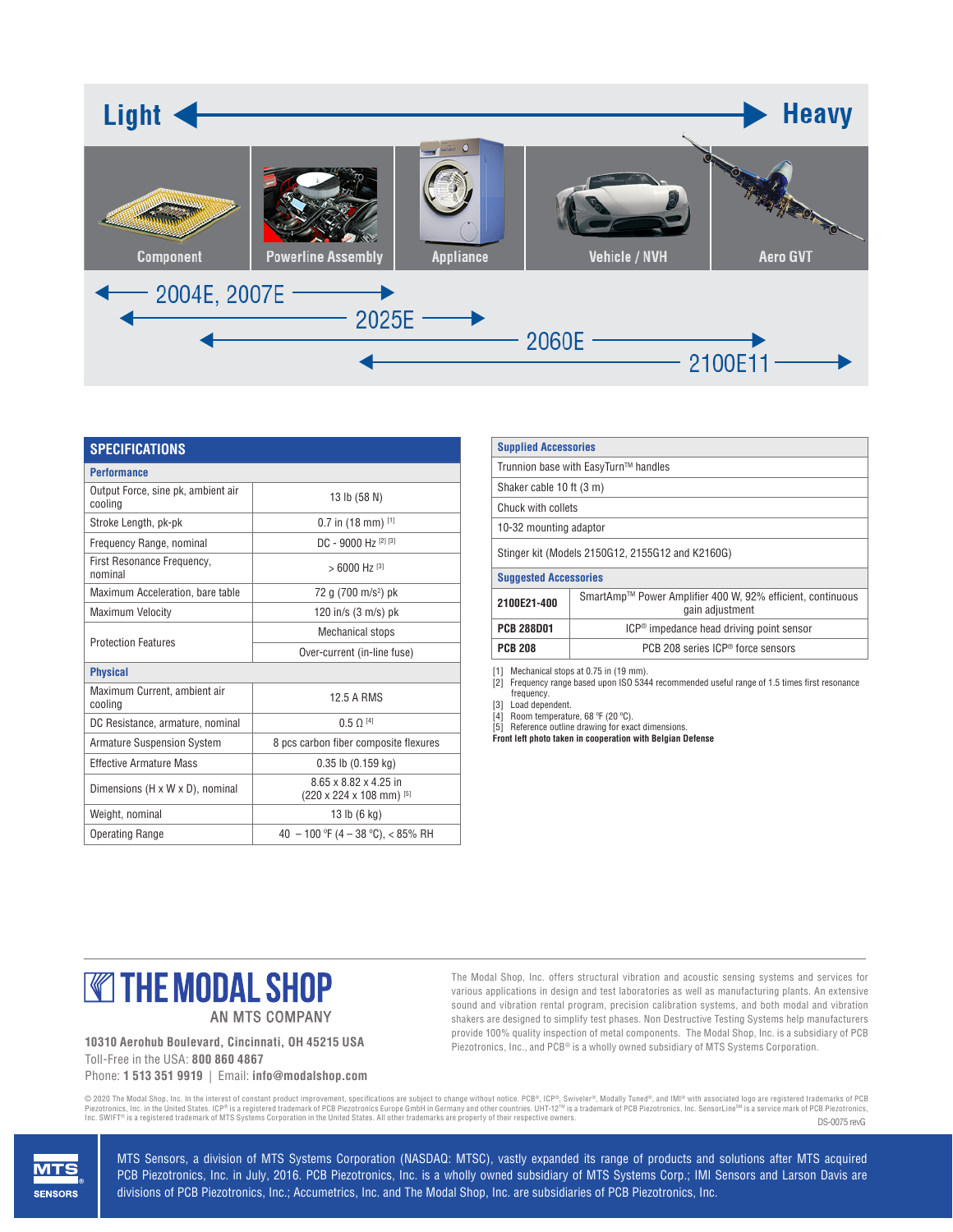Light ◀ ▶ Heavy

Component | Powerline Assembly | Appliance | Vehicle / NVH | Aero GVT

2004E, 2007E

2025E

2060E

2100E11

## SPECIFICATIONS

| | |
|---|---|
| **Performance** | |
| Output Force, sine pk, ambient air cooling | 13 lb (58 N) |
| Stroke Length, pk-pk | 0.7 in (18 mm) [1] |
| Frequency Range, nominal | DC - 9000 Hz [2] [3] |
| First Resonance Frequency, nominal | > 6000 Hz [3] |
| Maximum Acceleration, bare table | 72 g (700 m/s²) pk |
| Maximum Velocity | 120 in/s (3 m/s) pk |
| Protection Features | Mechanical stops |
| | Over-current (in-line fuse) |
| **Physical** | |
| Maximum Current, ambient air cooling | 12.5 A RMS |
| DC Resistance, armature, nominal | 0.5 Ω [4] |
| Armature Suspension System | 8 pcs carbon fiber composite flexures |
| Effective Armature Mass | 0.35 lb (0.159 kg) |
| Dimensions (H x W x D), nominal | 8.65 x 8.82 x 4.25 in (220 x 224 x 108 mm) [5] |
| Weight, nominal | 13 lb (6 kg) |
| Operating Range | 40 – 100 °F (4 – 38 °C), < 85% RH |

| | |
|---|---|
| **Supplied Accessories** | |
| Trunnion base with EasyTurn™ handles | |
| Shaker cable 10 ft (3 m) | |
| Chuck with collets | |
| 10-32 mounting adaptor | |
| Stinger kit (Models 2150G12, 2155G12 and K2160G) | |
| **Suggested Accessories** | |
| **2100E21-400** | SmartAmp™ Power Amplifier 400 W, 92% efficient, continuous gain adjustment |
| **PCB 288D01** | ICP® impedance head driving point sensor |
| **PCB 208** | PCB 208 series ICP® force sensors |

[1] Mechanical stops at 0.75 in (19 mm).
[2] Frequency range based upon ISO 5344 recommended useful range of 1.5 times first resonance frequency.
[3] Load dependent.
[4] Room temperature, 68 °F (20 °C).
[5] Reference outline drawing for exact dimensions.

**Front left photo taken in cooperation with Belgian Defense**

**THE MODAL SHOP**
AN MTS COMPANY

**10310 Aerohub Boulevard, Cincinnati, OH 45215 USA**
Toll-Free in the USA: **800 860 4867**
Phone: **1 513 351 9919** | Email: **info@modalshop.com**

The Modal Shop, Inc. offers structural vibration and acoustic sensing systems and services for various applications in design and test laboratories as well as manufacturing plants. An extensive sound and vibration rental program, precision calibration systems, and both modal and vibration shakers are designed to simplify test phases. Non Destructive Testing Systems help manufacturers provide 100% quality inspection of metal components. The Modal Shop, Inc. is a subsidiary of PCB Piezotronics, Inc., and PCB® is a wholly owned subsidiary of MTS Systems Corporation.

© 2020 The Modal Shop, Inc. In the interest of constant product improvement, specifications are subject to change without notice. PCB®, ICP®, Swiveler®, Modally Tuned®, and IMI® with associated logo are registered trademarks of PCB Piezotronics, Inc. in the United States. ICP® is a registered trademark of PCB Piezotronics Europe GmbH in Germany and other countries. UHT-12™ is a trademark of PCB Piezotronics, Inc. SensorLine℠ is a service mark of PCB Piezotronics, Inc. SWIFT® is a registered trademark of MTS Systems Corporation in the United States. All other trademarks are property of their respective owners.

DS-0075 revG

MTS SENSORS

MTS Sensors, a division of MTS Systems Corporation (NASDAQ: MTSC), vastly expanded its range of products and solutions after MTS acquired PCB Piezotronics, Inc. in July, 2016. PCB Piezotronics, Inc. is a wholly owned subsidiary of MTS Systems Corp.; IMI Sensors and Larson Davis are divisions of PCB Piezotronics, Inc.; Accumetrics, Inc. and The Modal Shop, Inc. are subsidiaries of PCB Piezotronics, Inc.